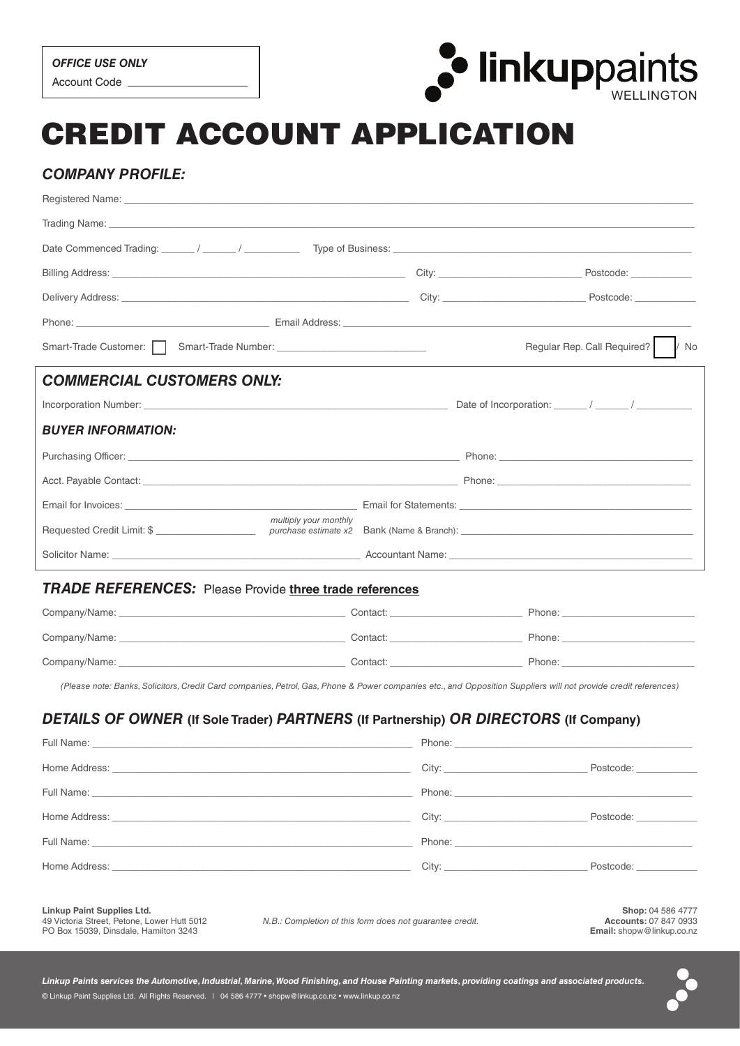***OFFICE USE ONLY***

Account Code ___________________

linkuppaints
WELLINGTON

# CREDIT ACCOUNT APPLICATION

## *COMPANY PROFILE:*

Registered Name: ______________________________________________

Trading Name: ______________________________________________

Date Commenced Trading: ______ / ______ / __________ Type of Business: ______________________________

Billing Address: ______________________________ City: ______________ Postcode: ___________

Delivery Address: ______________________________ City: ______________ Postcode: ___________

Phone: ______________________ Email Address: ______________________________

Smart-Trade Customer: ☐ Smart-Trade Number: ______________________ Regular Rep. Call Required? ☐ / No

## *COMMERCIAL CUSTOMERS ONLY:*

Incorporation Number: ______________________________ Date of Incorporation: ______ / ______ / __________

### *BUYER INFORMATION:*

Purchasing Officer: ______________________________ Phone: ______________________

Acct. Payable Contact: ______________________________ Phone: ______________________

Email for Invoices: ______________________________ Email for Statements: ______________________

Requested Credit Limit: $ ______________ *multiply your monthly purchase estimate x2* Bank (Name & Branch): ______________________

Solicitor Name: ______________________________ Accountant Name: ______________________

## *TRADE REFERENCES:* Please Provide **three trade references**

Company/Name: ______________________________ Contact: ______________ Phone: ______________

Company/Name: ______________________________ Contact: ______________ Phone: ______________

Company/Name: ______________________________ Contact: ______________ Phone: ______________

*(Please note: Banks, Solicitors, Credit Card companies, Petrol, Gas, Phone & Power companies etc., and Opposition Suppliers will not provide credit references)*

## *DETAILS OF OWNER* (If Sole Trader) *PARTNERS* (If Partnership) *OR DIRECTORS* (If Company)

Full Name: ______________________________ Phone: ______________________

Home Address: ______________________________ City: ______________ Postcode: ___________

Full Name: ______________________________ Phone: ______________________

Home Address: ______________________________ City: ______________ Postcode: ___________

Full Name: ______________________________ Phone: ______________________

Home Address: ______________________________ City: ______________ Postcode: ___________

**Linkup Paint Supplies Ltd.**
49 Victoria Street, Petone, Lower Hutt 5012
PO Box 15039, Dinsdale, Hamilton 3243

*N.B.: Completion of this form does not guarantee credit.*

**Shop:** 04 586 4777
**Accounts:** 07 847 0933
**Email:** shopw@linkup.co.nz

***Linkup Paints services the Automotive, Industrial, Marine, Wood Finishing, and House Painting markets, providing coatings and associated products.***

© Linkup Paint Supplies Ltd. All Rights Reserved. | 04 586 4777 • shopw@linkup.co.nz • www.linkup.co.nz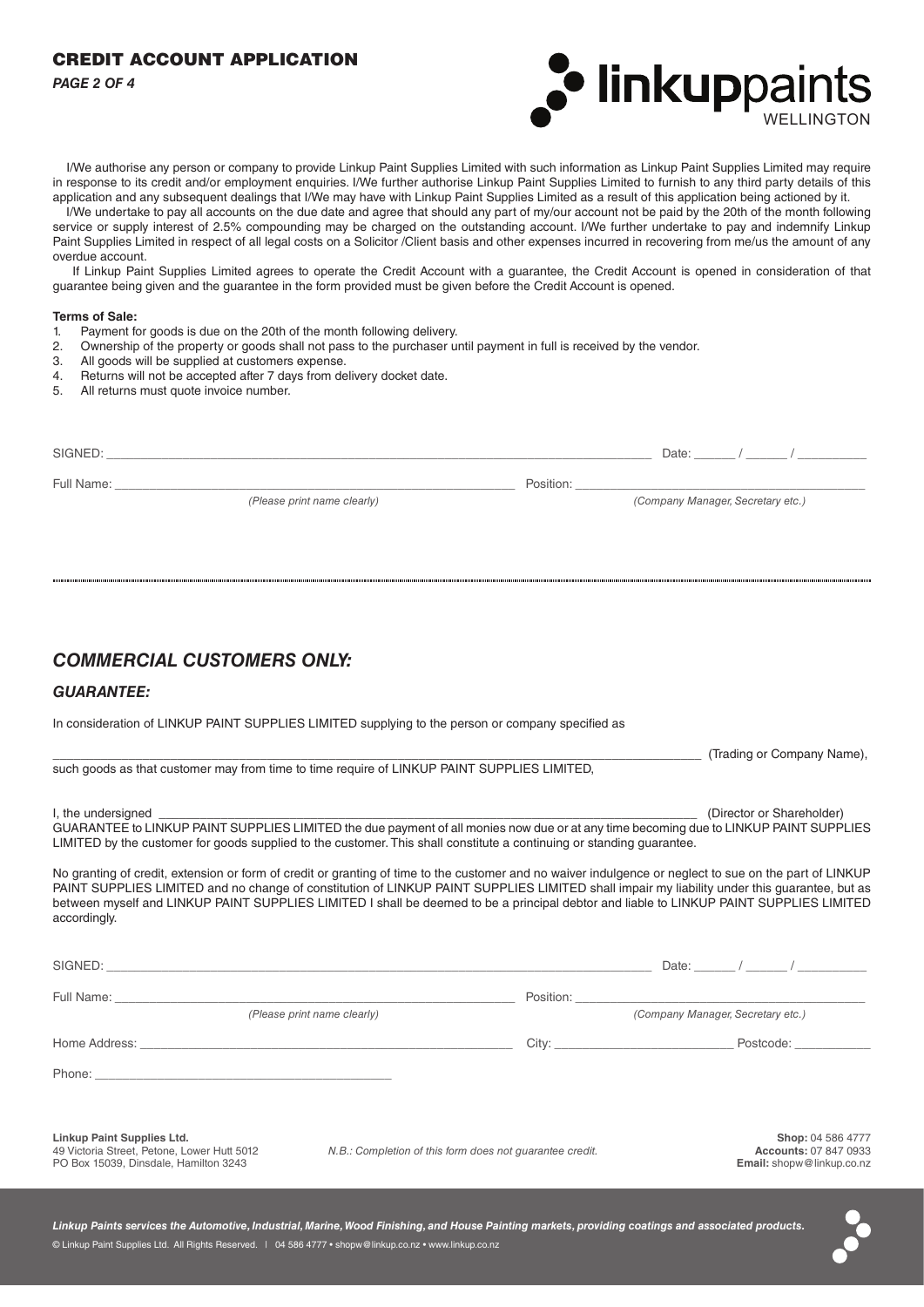# CREDIT ACCOUNT APPLICATION

linkuppaints WELLINGTON

I/We authorise any person or company to provide Linkup Paint Supplies Limited with such information as Linkup Paint Supplies Limited may require in response to its credit and/or employment enquiries. I/We further authorise Linkup Paint Supplies Limited to furnish to any third party details of this application and any subsequent dealings that I/We may have with Linkup Paint Supplies Limited as a result of this application being actioned by it.

I/We undertake to pay all accounts on the due date and agree that should any part of my/our account not be paid by the 20th of the month following service or supply interest of 2.5% compounding may be charged on the outstanding account. I/We further undertake to pay and indemnify Linkup Paint Supplies Limited in respect of all legal costs on a Solicitor /Client basis and other expenses incurred in recovering from me/us the amount of any overdue account.

If Linkup Paint Supplies Limited agrees to operate the Credit Account with a guarantee, the Credit Account is opened in consideration of that guarantee being given and the guarantee in the form provided must be given before the Credit Account is opened.

**Terms of Sale:**

1. Payment for goods is due on the 20th of the month following delivery.
2. Ownership of the property or goods shall not pass to the purchaser until payment in full is received by the vendor.
3. All goods will be supplied at customers expense.
4. Returns will not be accepted after 7 days from delivery docket date.
5. All returns must quote invoice number.

SIGNED: ______________________________ Date: ______ / ______ / __________

Full Name: ______________________________ Position: ______________________________

*(Please print name clearly)* *(Company Manager, Secretary etc.)*

## *COMMERCIAL CUSTOMERS ONLY:*

### *GUARANTEE:*

In consideration of LINKUP PAINT SUPPLIES LIMITED supplying to the person or company specified as

______________________________ (Trading or Company Name),

such goods as that customer may from time to time require of LINKUP PAINT SUPPLIES LIMITED,

I, the undersigned ______________________________ (Director or Shareholder)

GUARANTEE to LINKUP PAINT SUPPLIES LIMITED the due payment of all monies now due or at any time becoming due to LINKUP PAINT SUPPLIES LIMITED by the customer for goods supplied to the customer. This shall constitute a continuing or standing guarantee.

No granting of credit, extension or form of credit or granting of time to the customer and no waiver indulgence or neglect to sue on the part of LINKUP PAINT SUPPLIES LIMITED and no change of constitution of LINKUP PAINT SUPPLIES LIMITED shall impair my liability under this guarantee, but as between myself and LINKUP PAINT SUPPLIES LIMITED I shall be deemed to be a principal debtor and liable to LINKUP PAINT SUPPLIES LIMITED accordingly.

SIGNED: ______________________________ Date: ______ / ______ / __________

Full Name: ______________________________ Position: ______________________________

*(Please print name clearly)* *(Company Manager, Secretary etc.)*

Home Address: ______________________________ City: ____________________ Postcode: ___________

Phone: ______________________________

**Linkup Paint Supplies Ltd.**
49 Victoria Street, Petone, Lower Hutt 5012
PO Box 15039, Dinsdale, Hamilton 3243

*N.B.: Completion of this form does not guarantee credit.*

**Shop:** 04 586 4777
**Accounts:** 07 847 0933
**Email:** shopw@linkup.co.nz

***Linkup Paints services the Automotive, Industrial, Marine, Wood Finishing, and House Painting markets, providing coatings and associated products.***

© Linkup Paint Supplies Ltd. All Rights Reserved. | 04 586 4777 • shopw@linkup.co.nz • www.linkup.co.nz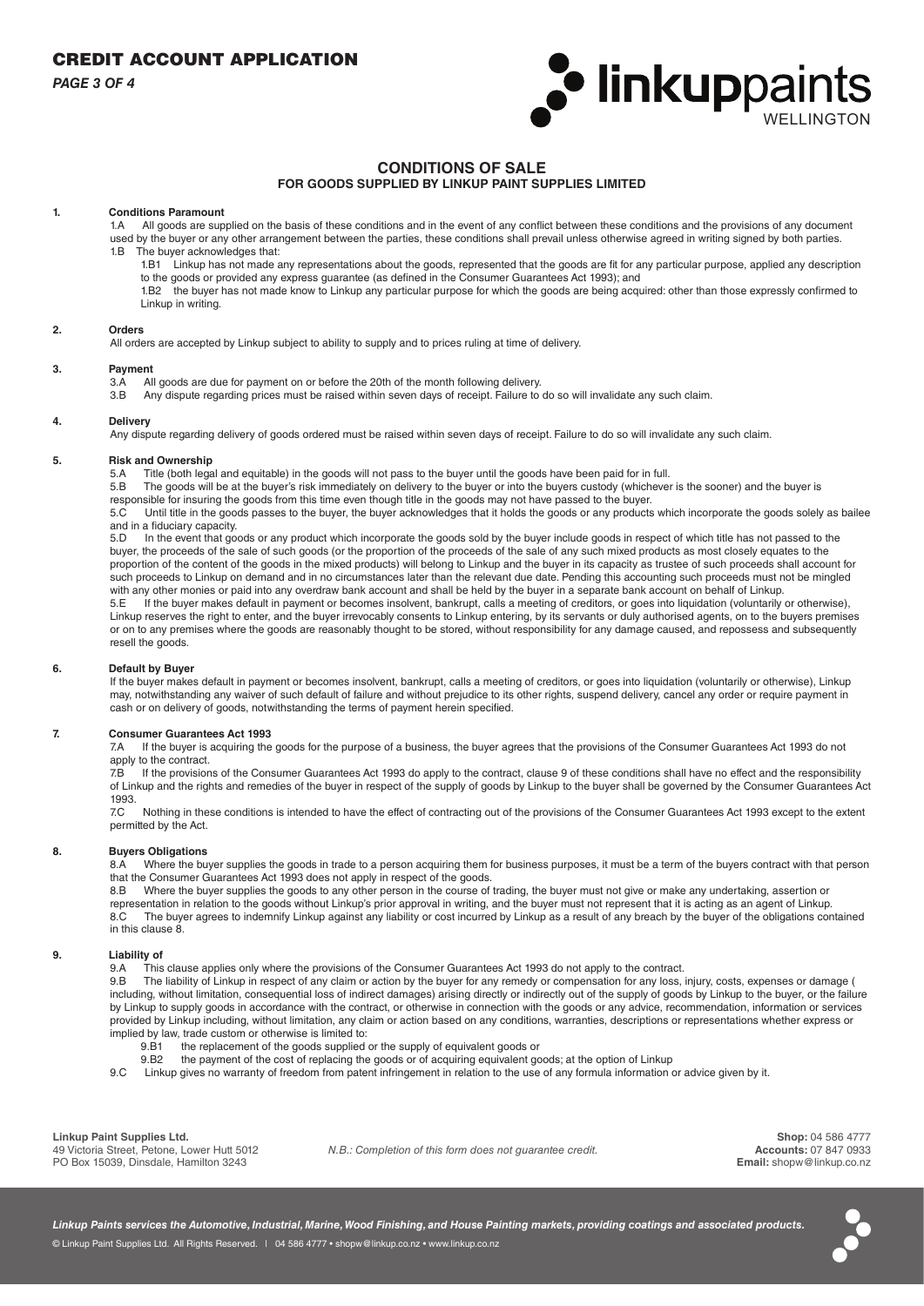# CREDIT ACCOUNT APPLICATION

## CONDITIONS OF SALE

### FOR GOODS SUPPLIED BY LINKUP PAINT SUPPLIES LIMITED

**1. Conditions Paramount**

1.A All goods are supplied on the basis of these conditions and in the event of any conflict between these conditions and the provisions of any document used by the buyer or any other arrangement between the parties, these conditions shall prevail unless otherwise agreed in writing signed by both parties.

1.B The buyer acknowledges that:

1.B1 Linkup has not made any representations about the goods, represented that the goods are fit for any particular purpose, applied any description to the goods or provided any express guarantee (as defined in the Consumer Guarantees Act 1993); and

1.B2 the buyer has not made know to Linkup any particular purpose for which the goods are being acquired: other than those expressly confirmed to Linkup in writing.

**2. Orders**

All orders are accepted by Linkup subject to ability to supply and to prices ruling at time of delivery.

**3. Payment**

3.A All goods are due for payment on or before the 20th of the month following delivery.

3.B Any dispute regarding prices must be raised within seven days of receipt. Failure to do so will invalidate any such claim.

**4. Delivery**

Any dispute regarding delivery of goods ordered must be raised within seven days of receipt. Failure to do so will invalidate any such claim.

**5. Risk and Ownership**

5.A Title (both legal and equitable) in the goods will not pass to the buyer until the goods have been paid for in full.

5.B The goods will be at the buyer's risk immediately on delivery to the buyer or into the buyers custody (whichever is the sooner) and the buyer is responsible for insuring the goods from this time even though title in the goods may not have passed to the buyer.

5.C Until title in the goods passes to the buyer, the buyer acknowledges that it holds the goods or any products which incorporate the goods solely as bailee and in a fiduciary capacity.

5.D In the event that goods or any product which incorporate the goods sold by the buyer include goods in respect of which title has not passed to the buyer, the proceeds of the sale of such goods (or the proportion of the proceeds of the sale of any such mixed products as most closely equates to the proportion of the content of the goods in the mixed products) will belong to Linkup and the buyer in its capacity as trustee of such proceeds shall account for such proceeds to Linkup on demand and in no circumstances later than the relevant due date. Pending this accounting such proceeds must not be mingled with any other monies or paid into any overdraw bank account and shall be held by the buyer in a separate bank account on behalf of Linkup.

5.E If the buyer makes default in payment or becomes insolvent, bankrupt, calls a meeting of creditors, or goes into liquidation (voluntarily or otherwise), Linkup reserves the right to enter, and the buyer irrevocably consents to Linkup entering, by its servants or duly authorised agents, on to the buyers premises or on to any premises where the goods are reasonably thought to be stored, without responsibility for any damage caused, and repossess and subsequently resell the goods.

**6. Default by Buyer**

If the buyer makes default in payment or becomes insolvent, bankrupt, calls a meeting of creditors, or goes into liquidation (voluntarily or otherwise), Linkup may, notwithstanding any waiver of such default of failure and without prejudice to its other rights, suspend delivery, cancel any order or require payment in cash or on delivery of goods, notwithstanding the terms of payment herein specified.

**7. Consumer Guarantees Act 1993**

7.A If the buyer is acquiring the goods for the purpose of a business, the buyer agrees that the provisions of the Consumer Guarantees Act 1993 do not apply to the contract.

7.B If the provisions of the Consumer Guarantees Act 1993 do apply to the contract, clause 9 of these conditions shall have no effect and the responsibility of Linkup and the rights and remedies of the buyer in respect of the supply of goods by Linkup to the buyer shall be governed by the Consumer Guarantees Act 1993.

7.C Nothing in these conditions is intended to have the effect of contracting out of the provisions of the Consumer Guarantees Act 1993 except to the extent permitted by the Act.

**8. Buyers Obligations**

8.A Where the buyer supplies the goods in trade to a person acquiring them for business purposes, it must be a term of the buyers contract with that person that the Consumer Guarantees Act 1993 does not apply in respect of the goods.

8.B Where the buyer supplies the goods to any other person in the course of trading, the buyer must not give or make any undertaking, assertion or representation in relation to the goods without Linkup's prior approval in writing, and the buyer must not represent that it is acting as an agent of Linkup.

8.C The buyer agrees to indemnify Linkup against any liability or cost incurred by Linkup as a result of any breach by the buyer of the obligations contained in this clause 8.

**9. Liability of**

9.A This clause applies only where the provisions of the Consumer Guarantees Act 1993 do not apply to the contract.

9.B The liability of Linkup in respect of any claim or action by the buyer for any remedy or compensation for any loss, injury, costs, expenses or damage ( including, without limitation, consequential loss of indirect damages) arising directly or indirectly out of the supply of goods by Linkup to the buyer, or the failure by Linkup to supply goods in accordance with the contract, or otherwise in connection with the goods or any advice, recommendation, information or services provided by Linkup including, without limitation, any claim or action based on any conditions, warranties, descriptions or representations whether express or implied by law, trade custom or otherwise is limited to:

9.B1 the replacement of the goods supplied or the supply of equivalent goods or

9.B2 the payment of the cost of replacing the goods or of acquiring equivalent goods; at the option of Linkup

9.C Linkup gives no warranty of freedom from patent infringement in relation to the use of any formula information or advice given by it.

**Linkup Paint Supplies Ltd.**
49 Victoria Street, Petone, Lower Hutt 5012
PO Box 15039, Dinsdale, Hamilton 3243

*N.B.: Completion of this form does not guarantee credit.*

**Shop:** 04 586 4777
**Accounts:** 07 847 0933
**Email:** shopw@linkup.co.nz

*Linkup Paints services the Automotive, Industrial, Marine, Wood Finishing, and House Painting markets, providing coatings and associated products.*

© Linkup Paint Supplies Ltd. All Rights Reserved. | 04 586 4777 • shopw@linkup.co.nz • www.linkup.co.nz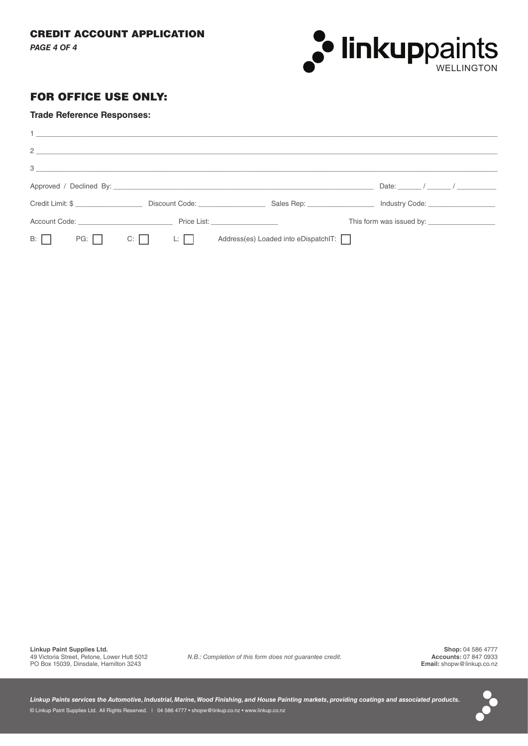# FOR OFFICE USE ONLY:

**Trade Reference Responses:**

1 ____________________________________________________________________________

2 ____________________________________________________________________________

3 ____________________________________________________________________________

Approved / Declined By: ______________________________________________ Date: ______ / ______ / __________

Credit Limit: $ _________________ Discount Code: _________________ Sales Rep: _________________ Industry Code: _________________

Account Code: ________________________ Price List: _________________ This form was issued by: _________________

B: ☐ PG: ☐ C: ☐ L: ☐ Address(es) Loaded into eDispatchIT: ☐

**Linkup Paint Supplies Ltd.**
49 Victoria Street, Petone, Lower Hutt 5012
PO Box 15039, Dinsdale, Hamilton 3243

*N.B.: Completion of this form does not guarantee credit.*

**Shop:** 04 586 4777
**Accounts:** 07 847 0933
**Email:** shopw@linkup.co.nz

***Linkup Paints services the Automotive, Industrial, Marine, Wood Finishing, and House Painting markets, providing coatings and associated products.***

© Linkup Paint Supplies Ltd. All Rights Reserved. | 04 586 4777 • shopw@linkup.co.nz • www.linkup.co.nz